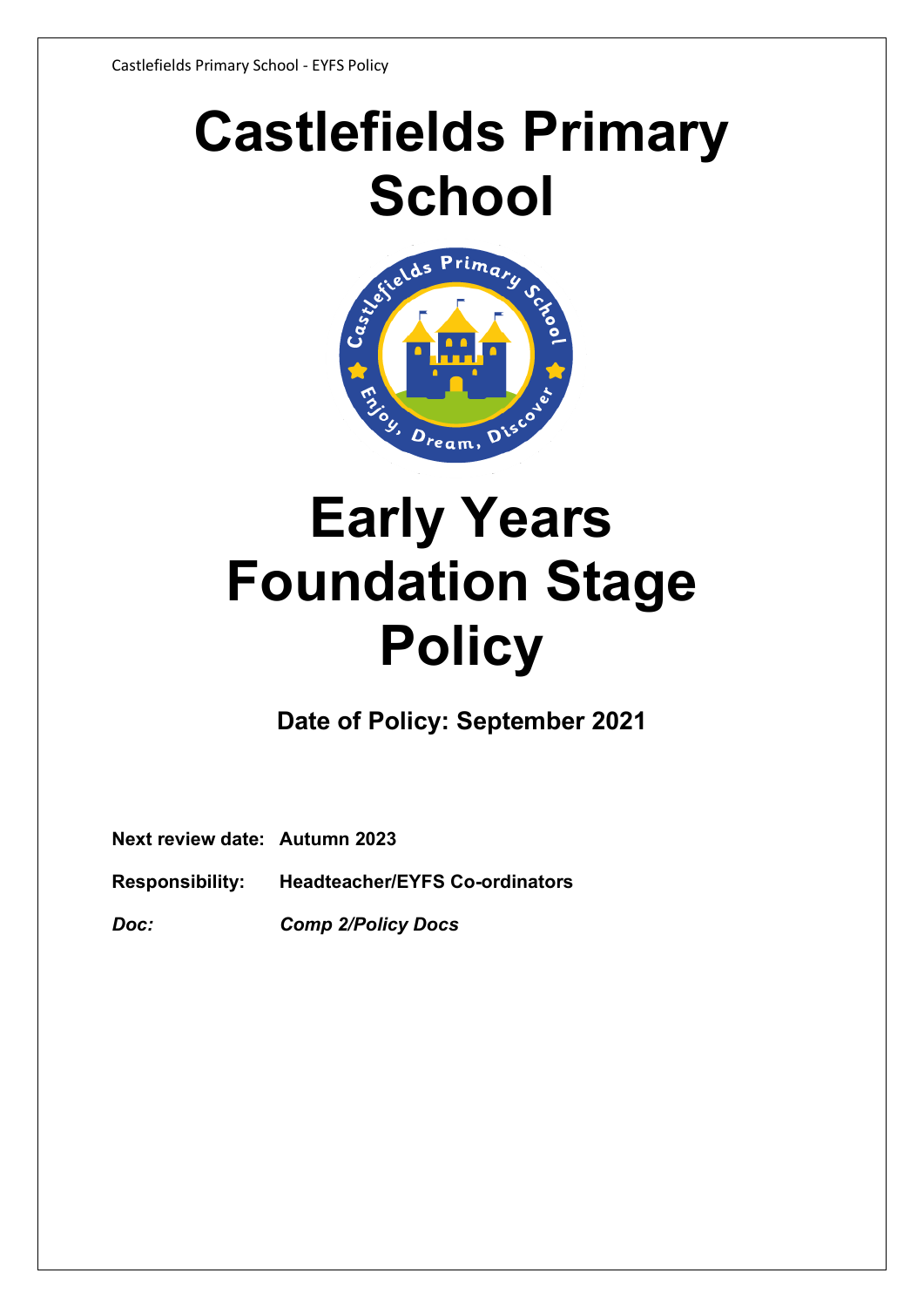# Castlefields Primary School

# Early Years Foundation Stage Policy

**Date of Policy: September 2021**

**Next review date:** **Autumn 2023**

**Responsibility:** **Headteacher/EYFS Co-ordinators**

***Doc:*** ***Comp 2/Policy Docs***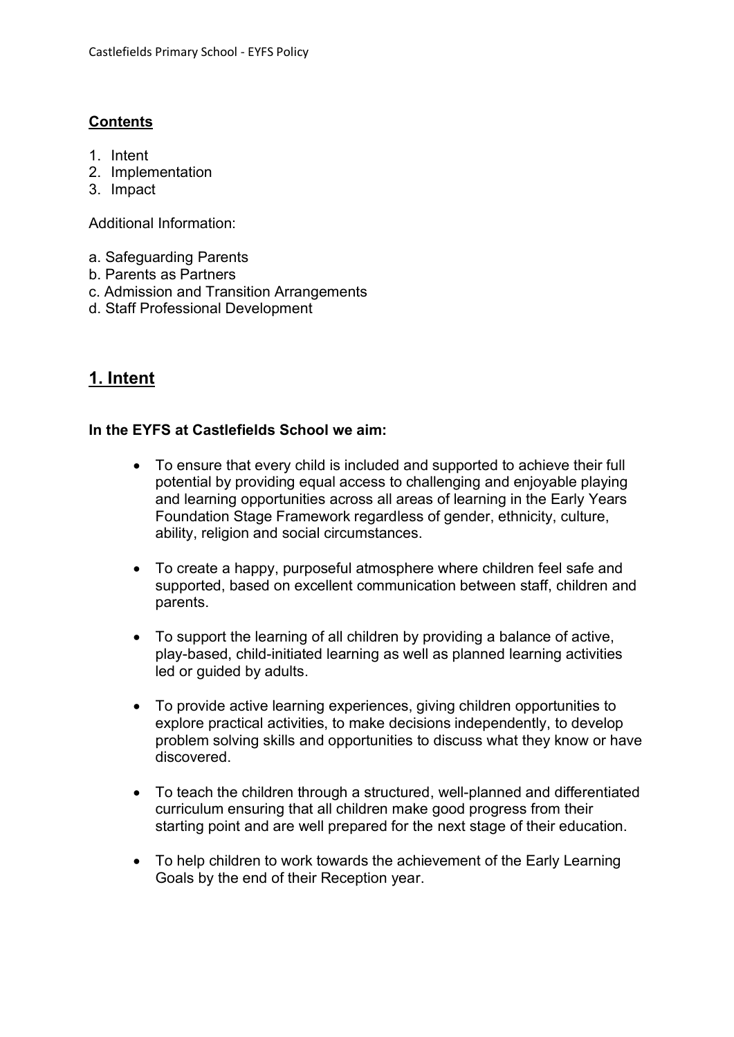**Contents**

1. Intent
2. Implementation
3. Impact

Additional Information:

a. Safeguarding Parents
b. Parents as Partners
c. Admission and Transition Arrangements
d. Staff Professional Development

## 1. Intent

**In the EYFS at Castlefields School we aim:**

- To ensure that every child is included and supported to achieve their full potential by providing equal access to challenging and enjoyable playing and learning opportunities across all areas of learning in the Early Years Foundation Stage Framework regardless of gender, ethnicity, culture, ability, religion and social circumstances.
- To create a happy, purposeful atmosphere where children feel safe and supported, based on excellent communication between staff, children and parents.
- To support the learning of all children by providing a balance of active, play-based, child-initiated learning as well as planned learning activities led or guided by adults.
- To provide active learning experiences, giving children opportunities to explore practical activities, to make decisions independently, to develop problem solving skills and opportunities to discuss what they know or have discovered.
- To teach the children through a structured, well-planned and differentiated curriculum ensuring that all children make good progress from their starting point and are well prepared for the next stage of their education.
- To help children to work towards the achievement of the Early Learning Goals by the end of their Reception year.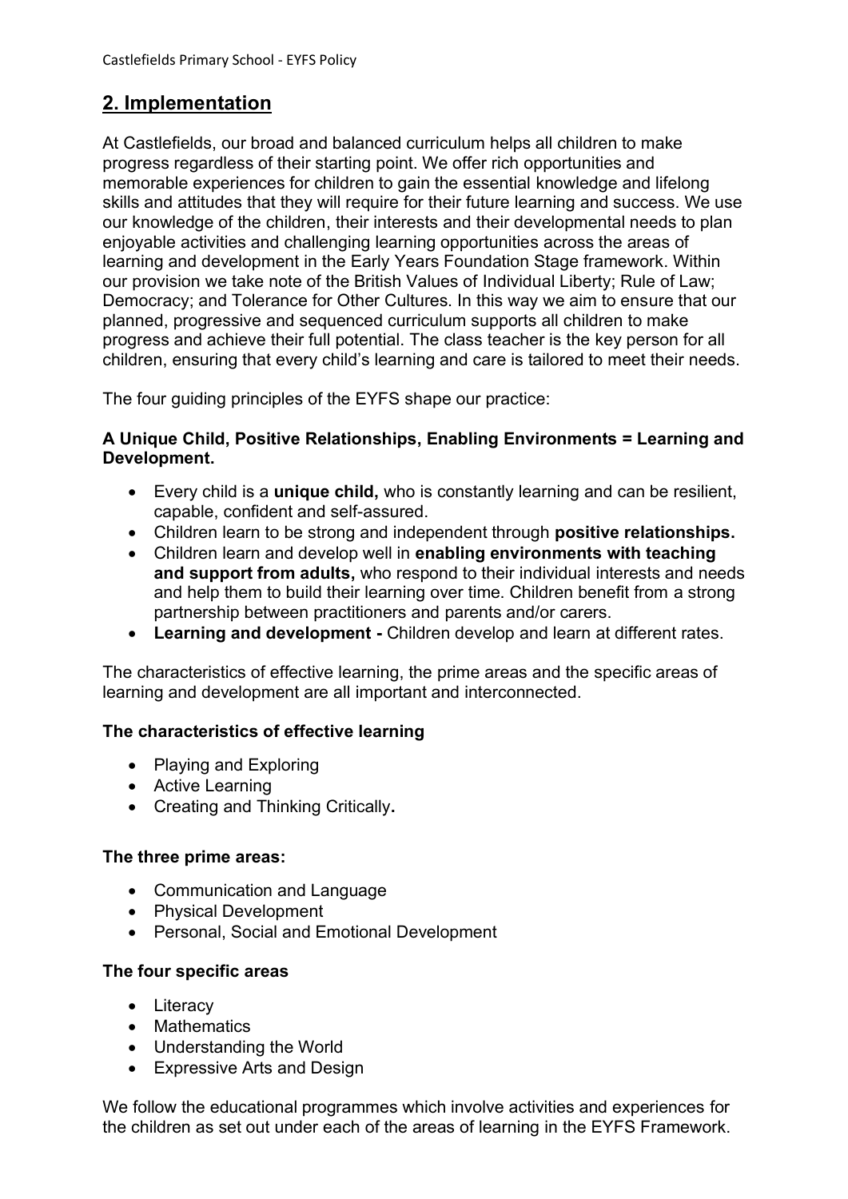## 2. Implementation

At Castlefields, our broad and balanced curriculum helps all children to make progress regardless of their starting point. We offer rich opportunities and memorable experiences for children to gain the essential knowledge and lifelong skills and attitudes that they will require for their future learning and success. We use our knowledge of the children, their interests and their developmental needs to plan enjoyable activities and challenging learning opportunities across the areas of learning and development in the Early Years Foundation Stage framework. Within our provision we take note of the British Values of Individual Liberty; Rule of Law; Democracy; and Tolerance for Other Cultures. In this way we aim to ensure that our planned, progressive and sequenced curriculum supports all children to make progress and achieve their full potential. The class teacher is the key person for all children, ensuring that every child's learning and care is tailored to meet their needs.

The four guiding principles of the EYFS shape our practice:

**A Unique Child, Positive Relationships, Enabling Environments = Learning and Development.**

- Every child is a **unique child,** who is constantly learning and can be resilient, capable, confident and self-assured.
- Children learn to be strong and independent through **positive relationships.**
- Children learn and develop well in **enabling environments with teaching and support from adults,** who respond to their individual interests and needs and help them to build their learning over time. Children benefit from a strong partnership between practitioners and parents and/or carers.
- **Learning and development -** Children develop and learn at different rates.

The characteristics of effective learning, the prime areas and the specific areas of learning and development are all important and interconnected.

**The characteristics of effective learning**

- Playing and Exploring
- Active Learning
- Creating and Thinking Critically**.**

**The three prime areas:**

- Communication and Language
- Physical Development
- Personal, Social and Emotional Development

**The four specific areas**

- Literacy
- Mathematics
- Understanding the World
- Expressive Arts and Design

We follow the educational programmes which involve activities and experiences for the children as set out under each of the areas of learning in the EYFS Framework.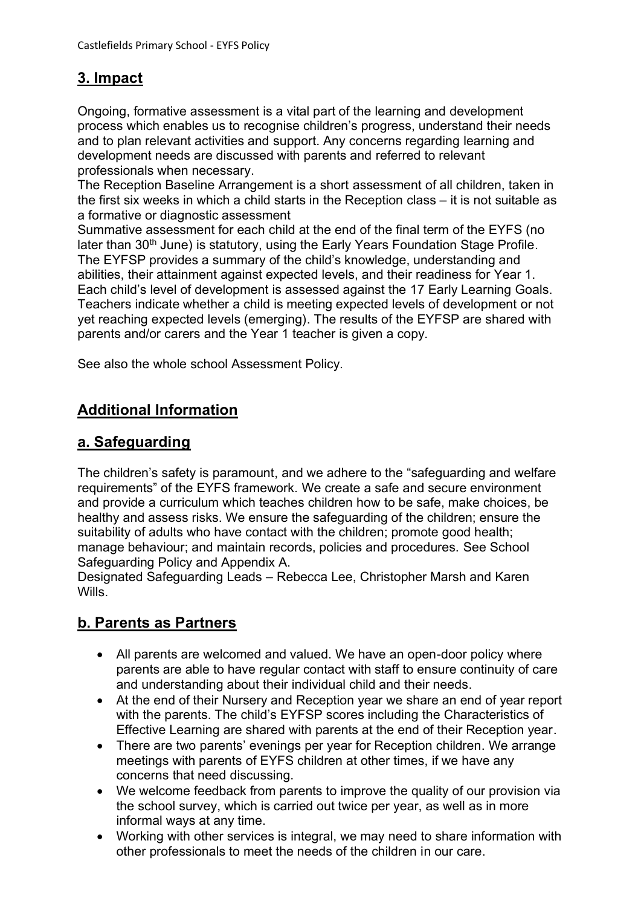## 3. Impact

Ongoing, formative assessment is a vital part of the learning and development process which enables us to recognise children's progress, understand their needs and to plan relevant activities and support. Any concerns regarding learning and development needs are discussed with parents and referred to relevant professionals when necessary.
The Reception Baseline Arrangement is a short assessment of all children, taken in the first six weeks in which a child starts in the Reception class – it is not suitable as a formative or diagnostic assessment
Summative assessment for each child at the end of the final term of the EYFS (no later than 30th June) is statutory, using the Early Years Foundation Stage Profile. The EYFSP provides a summary of the child's knowledge, understanding and abilities, their attainment against expected levels, and their readiness for Year 1. Each child's level of development is assessed against the 17 Early Learning Goals. Teachers indicate whether a child is meeting expected levels of development or not yet reaching expected levels (emerging). The results of the EYFSP are shared with parents and/or carers and the Year 1 teacher is given a copy.

See also the whole school Assessment Policy.

## Additional Information

## a. Safeguarding

The children's safety is paramount, and we adhere to the "safeguarding and welfare requirements" of the EYFS framework. We create a safe and secure environment and provide a curriculum which teaches children how to be safe, make choices, be healthy and assess risks. We ensure the safeguarding of the children; ensure the suitability of adults who have contact with the children; promote good health; manage behaviour; and maintain records, policies and procedures. See School Safeguarding Policy and Appendix A.
Designated Safeguarding Leads – Rebecca Lee, Christopher Marsh and Karen Wills.

## b. Parents as Partners

- All parents are welcomed and valued. We have an open-door policy where parents are able to have regular contact with staff to ensure continuity of care and understanding about their individual child and their needs.
- At the end of their Nursery and Reception year we share an end of year report with the parents. The child's EYFSP scores including the Characteristics of Effective Learning are shared with parents at the end of their Reception year.
- There are two parents' evenings per year for Reception children. We arrange meetings with parents of EYFS children at other times, if we have any concerns that need discussing.
- We welcome feedback from parents to improve the quality of our provision via the school survey, which is carried out twice per year, as well as in more informal ways at any time.
- Working with other services is integral, we may need to share information with other professionals to meet the needs of the children in our care.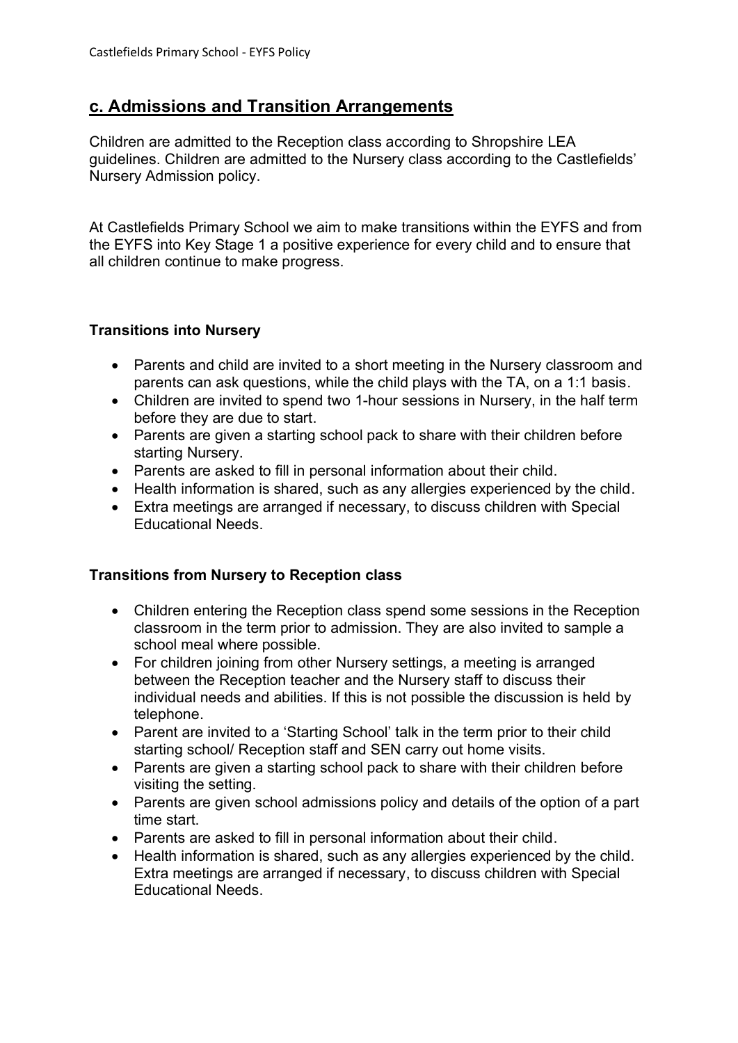## c. Admissions and Transition Arrangements

Children are admitted to the Reception class according to Shropshire LEA guidelines. Children are admitted to the Nursery class according to the Castlefields' Nursery Admission policy.

At Castlefields Primary School we aim to make transitions within the EYFS and from the EYFS into Key Stage 1 a positive experience for every child and to ensure that all children continue to make progress.

**Transitions into Nursery**

- Parents and child are invited to a short meeting in the Nursery classroom and parents can ask questions, while the child plays with the TA, on a 1:1 basis.
- Children are invited to spend two 1-hour sessions in Nursery, in the half term before they are due to start.
- Parents are given a starting school pack to share with their children before starting Nursery.
- Parents are asked to fill in personal information about their child.
- Health information is shared, such as any allergies experienced by the child.
- Extra meetings are arranged if necessary, to discuss children with Special Educational Needs.

**Transitions from Nursery to Reception class**

- Children entering the Reception class spend some sessions in the Reception classroom in the term prior to admission. They are also invited to sample a school meal where possible.
- For children joining from other Nursery settings, a meeting is arranged between the Reception teacher and the Nursery staff to discuss their individual needs and abilities. If this is not possible the discussion is held by telephone.
- Parent are invited to a 'Starting School' talk in the term prior to their child starting school/ Reception staff and SEN carry out home visits.
- Parents are given a starting school pack to share with their children before visiting the setting.
- Parents are given school admissions policy and details of the option of a part time start.
- Parents are asked to fill in personal information about their child.
- Health information is shared, such as any allergies experienced by the child. Extra meetings are arranged if necessary, to discuss children with Special Educational Needs.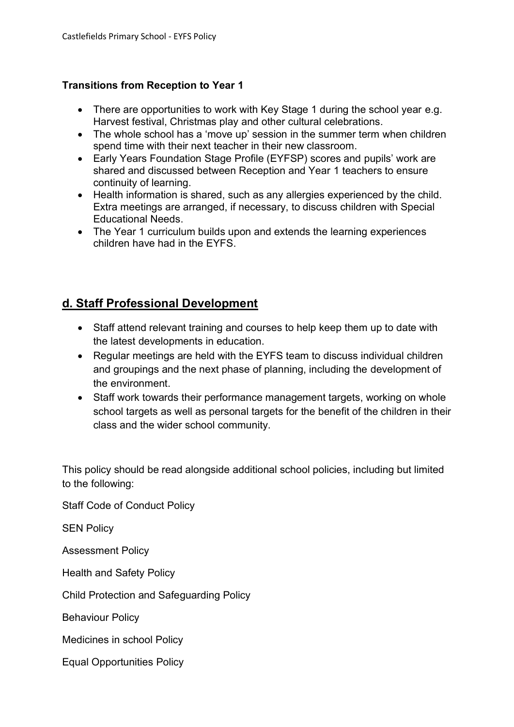**Transitions from Reception to Year 1**

- There are opportunities to work with Key Stage 1 during the school year e.g. Harvest festival, Christmas play and other cultural celebrations.
- The whole school has a 'move up' session in the summer term when children spend time with their next teacher in their new classroom.
- Early Years Foundation Stage Profile (EYFSP) scores and pupils' work are shared and discussed between Reception and Year 1 teachers to ensure continuity of learning.
- Health information is shared, such as any allergies experienced by the child. Extra meetings are arranged, if necessary, to discuss children with Special Educational Needs.
- The Year 1 curriculum builds upon and extends the learning experiences children have had in the EYFS.

## d. Staff Professional Development

- Staff attend relevant training and courses to help keep them up to date with the latest developments in education.
- Regular meetings are held with the EYFS team to discuss individual children and groupings and the next phase of planning, including the development of the environment.
- Staff work towards their performance management targets, working on whole school targets as well as personal targets for the benefit of the children in their class and the wider school community.

This policy should be read alongside additional school policies, including but limited to the following:

Staff Code of Conduct Policy

SEN Policy

Assessment Policy

Health and Safety Policy

Child Protection and Safeguarding Policy

Behaviour Policy

Medicines in school Policy

Equal Opportunities Policy